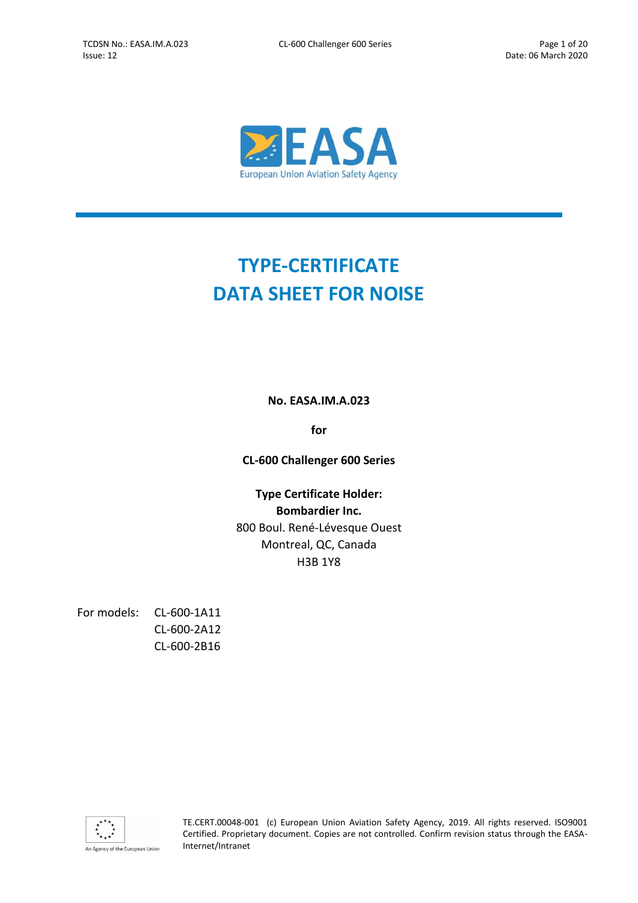# TYPE-CERTIFICATE DATA SHEET FOR NOISE

**No. EASA.IM.A.023**

**for**

**CL-600 Challenger 600 Series**

**Type Certificate Holder:**
**Bombardier Inc.**
800 Boul. René-Lévesque Ouest
Montreal, QC, Canada
H3B 1Y8

For models:
- CL-600-1A11
- CL-600-2A12
- CL-600-2B16

TE.CERT.00048-001 (c) European Union Aviation Safety Agency, 2019. All rights reserved. ISO9001 Certified. Proprietary document. Copies are not controlled. Confirm revision status through the EASA-Internet/Intranet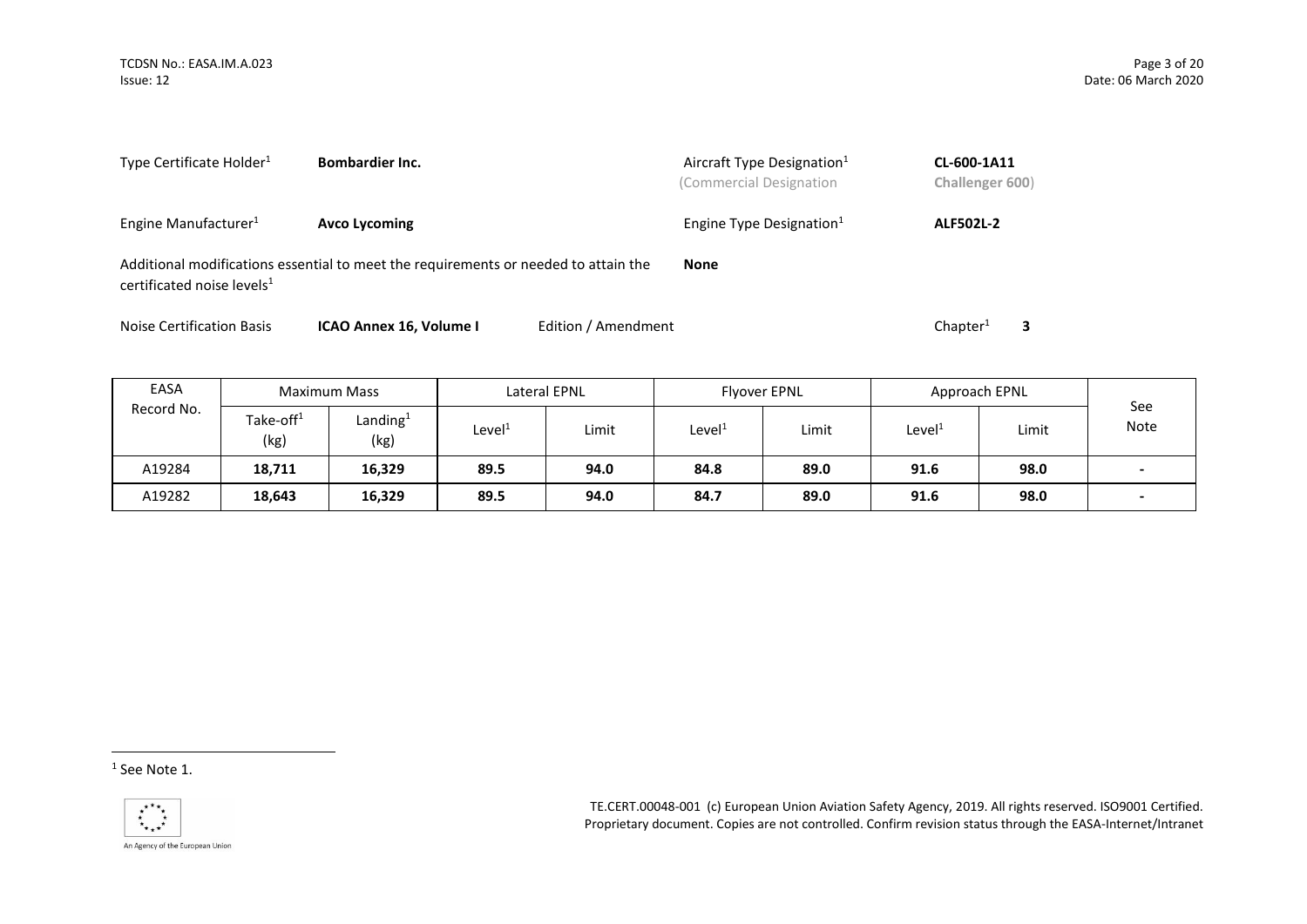| | | | |
|---|---|---|---|
| Type Certificate Holder[1] | **Bombardier Inc.** | Aircraft Type Designation[1] (Commercial Designation | **CL-600-1A11** **Challenger 600**) |
| Engine Manufacturer[1] | **Avco Lycoming** | Engine Type Designation[1] | **ALF502L-2** |

Additional modifications essential to meet the requirements or needed to attain the certificated noise levels[1] **None**

Noise Certification Basis **ICAO Annex 16, Volume I** Edition / Amendment Chapter[1] **3**

| EASA Record No. | Maximum Mass | | Lateral EPNL | | Flyover EPNL | | Approach EPNL | | See Note |
|---|---|---|---|---|---|---|---|---|---|
| | Take-off[1] (kg) | Landing[1] (kg) | Level[1] | Limit | Level[1] | Limit | Level[1] | Limit | |
| A19284 | **18,711** | **16,329** | **89.5** | **94.0** | **84.8** | **89.0** | **91.6** | **98.0** | **-** |
| A19282 | **18,643** | **16,329** | **89.5** | **94.0** | **84.7** | **89.0** | **91.6** | **98.0** | **-** |

[1] See Note 1.

TE.CERT.00048-001 (c) European Union Aviation Safety Agency, 2019. All rights reserved. ISO9001 Certified. Proprietary document. Copies are not controlled. Confirm revision status through the EASA-Internet/Intranet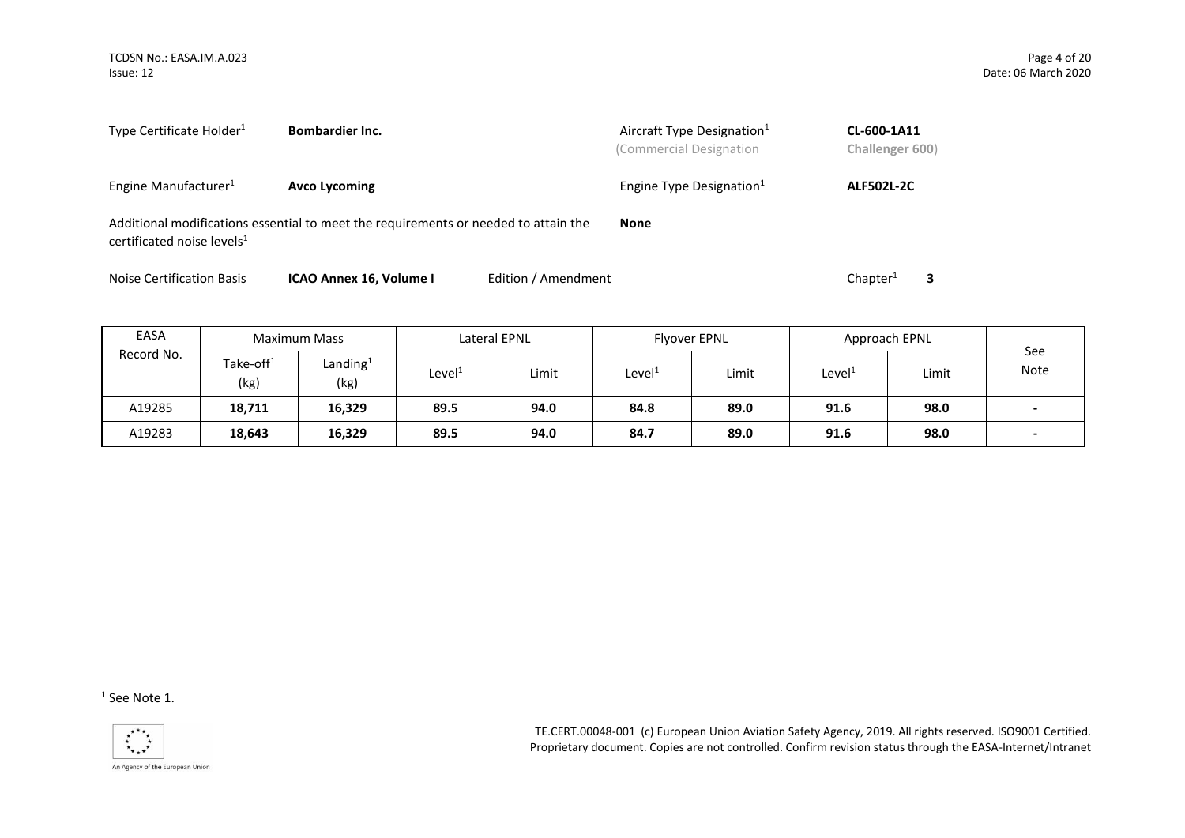| Type Certificate Holder[1] | **Bombardier Inc.** | Aircraft Type Designation[1] (Commercial Designation | **CL-600-1A11** **Challenger 600**) |
|---|---|---|---|
| Engine Manufacturer[1] | **Avco Lycoming** | Engine Type Designation[1] | **ALF502L-2C** |

Additional modifications essential to meet the requirements or needed to attain the certificated noise levels[1] **None**

Noise Certification Basis **ICAO Annex 16, Volume I** Edition / Amendment Chapter[1] **3**

| EASA Record No. | Maximum Mass | | Lateral EPNL | | Flyover EPNL | | Approach EPNL | | See Note |
|---|---|---|---|---|---|---|---|---|---|
| | Take-off[1] (kg) | Landing[1] (kg) | Level[1] | Limit | Level[1] | Limit | Level[1] | Limit | |
| A19285 | **18,711** | **16,329** | **89.5** | **94.0** | **84.8** | **89.0** | **91.6** | **98.0** | **-** |
| A19283 | **18,643** | **16,329** | **89.5** | **94.0** | **84.7** | **89.0** | **91.6** | **98.0** | **-** |

[1] See Note 1.

TE.CERT.00048-001 (c) European Union Aviation Safety Agency, 2019. All rights reserved. ISO9001 Certified. Proprietary document. Copies are not controlled. Confirm revision status through the EASA-Internet/Intranet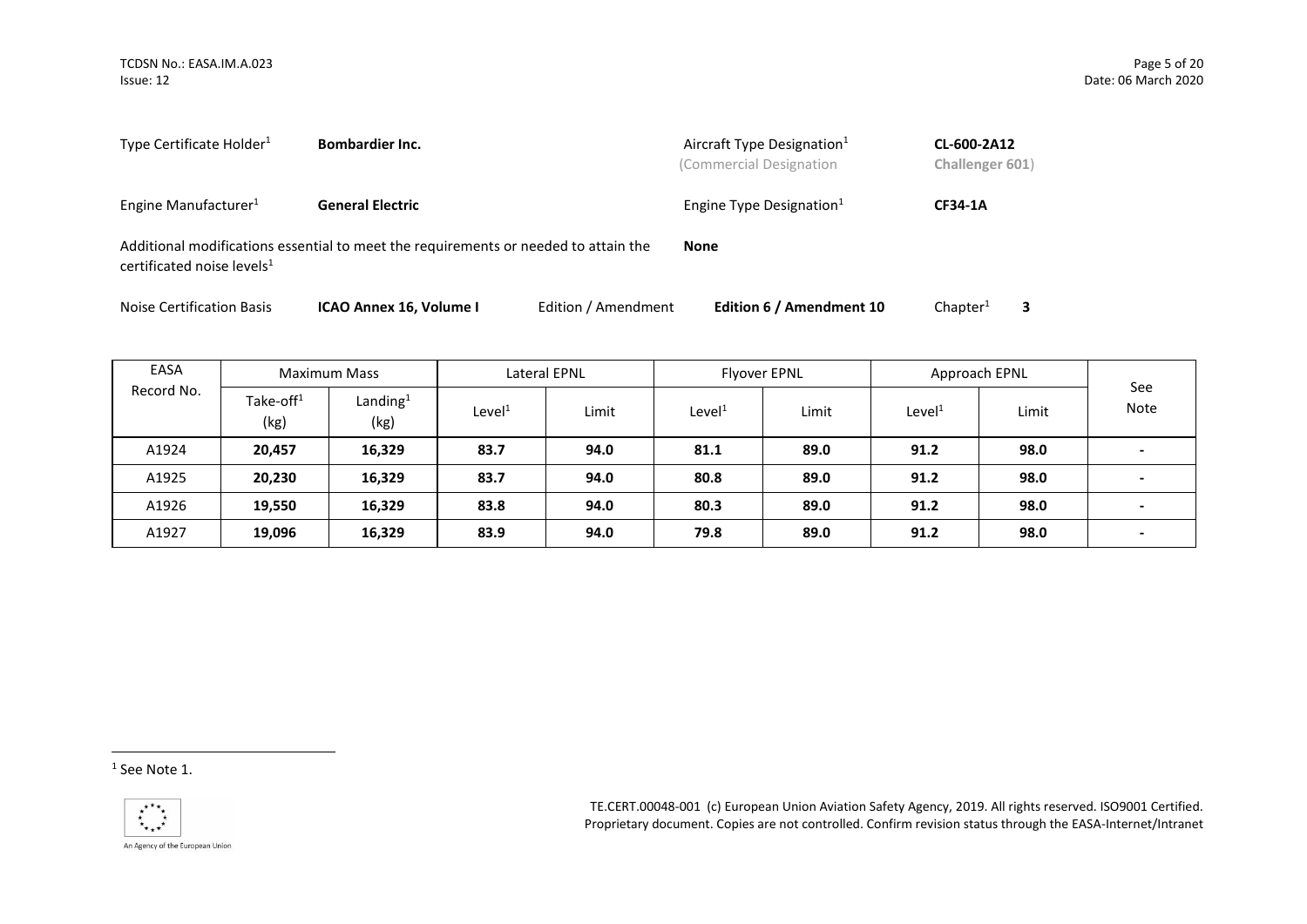Type Certificate Holder[1] **Bombardier Inc.**

Aircraft Type Designation[1] (Commercial Designation **CL-600-2A12** **Challenger 601**)

Engine Manufacturer[1] **General Electric**

Engine Type Designation[1] **CF34-1A**

Additional modifications essential to meet the requirements or needed to attain the certificated noise levels[1] **None**

Noise Certification Basis **ICAO Annex 16, Volume I** Edition / Amendment **Edition 6 / Amendment 10** Chapter[1] **3**

| EASA Record No. | Maximum Mass | | Lateral EPNL | | Flyover EPNL | | Approach EPNL | | See Note |
|---|---|---|---|---|---|---|---|---|---|
| | Take-off[1] (kg) | Landing[1] (kg) | Level[1] | Limit | Level[1] | Limit | Level[1] | Limit | |
| A1924 | **20,457** | **16,329** | **83.7** | **94.0** | **81.1** | **89.0** | **91.2** | **98.0** | **-** |
| A1925 | **20,230** | **16,329** | **83.7** | **94.0** | **80.8** | **89.0** | **91.2** | **98.0** | **-** |
| A1926 | **19,550** | **16,329** | **83.8** | **94.0** | **80.3** | **89.0** | **91.2** | **98.0** | **-** |
| A1927 | **19,096** | **16,329** | **83.9** | **94.0** | **79.8** | **89.0** | **91.2** | **98.0** | **-** |

[1] See Note 1.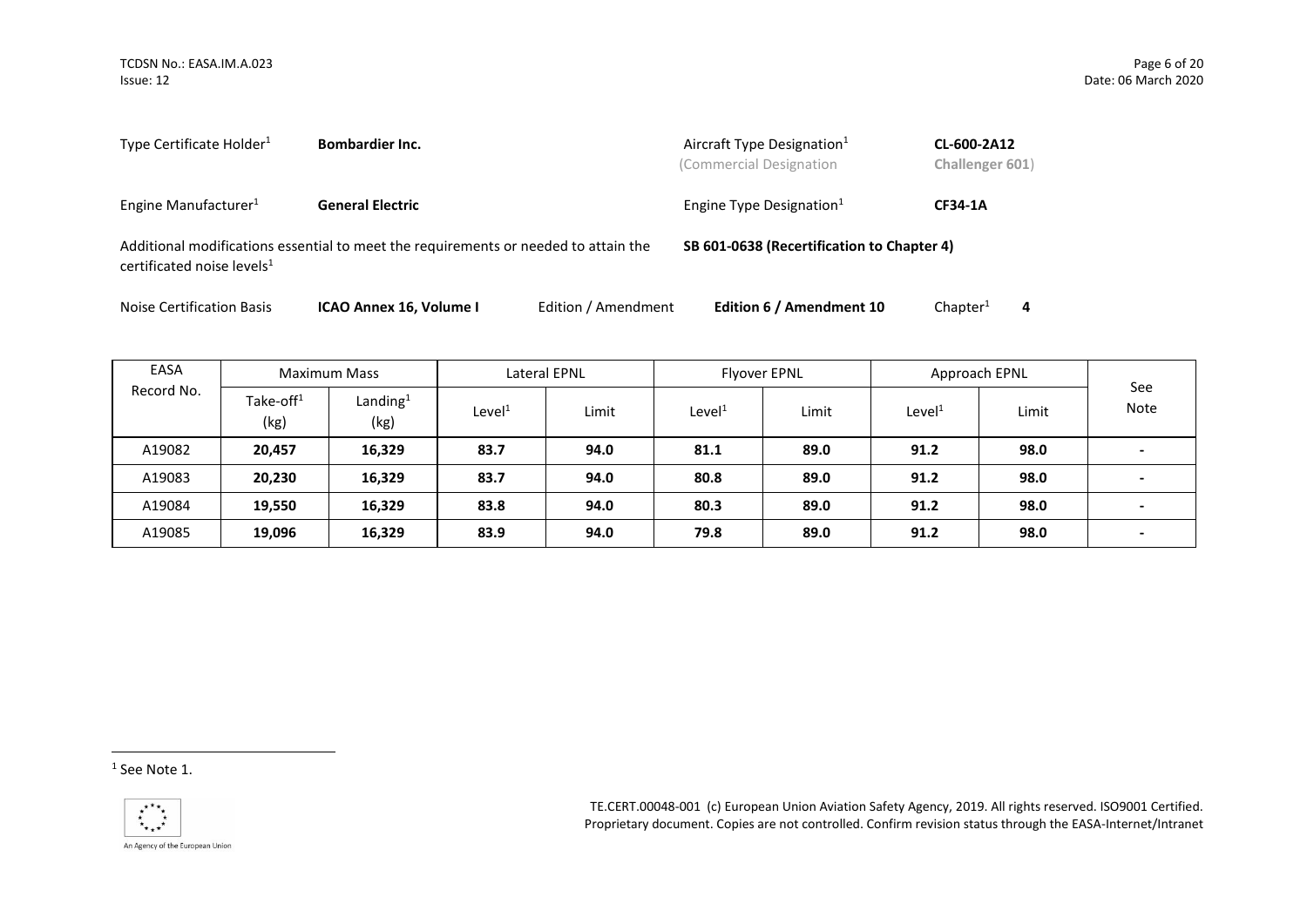| | | | | |
|---|---|---|---|---|
| Type Certificate Holder[1] | **Bombardier Inc.** | | Aircraft Type Designation[1] (Commercial Designation | **CL-600-2A12** **Challenger 601**) |
| Engine Manufacturer[1] | **General Electric** | | Engine Type Designation[1] | **CF34-1A** |

Additional modifications essential to meet the requirements or needed to attain the certificated noise levels[1] **SB 601-0638 (Recertification to Chapter 4)**

Noise Certification Basis **ICAO Annex 16, Volume I** Edition / Amendment **Edition 6 / Amendment 10** Chapter[1] **4**

| EASA Record No. | Maximum Mass | | Lateral EPNL | | Flyover EPNL | | Approach EPNL | | See Note |
|---|---|---|---|---|---|---|---|---|---|
| | Take-off[1] (kg) | Landing[1] (kg) | Level[1] | Limit | Level[1] | Limit | Level[1] | Limit | |
| A19082 | **20,457** | **16,329** | **83.7** | **94.0** | **81.1** | **89.0** | **91.2** | **98.0** | **-** |
| A19083 | **20,230** | **16,329** | **83.7** | **94.0** | **80.8** | **89.0** | **91.2** | **98.0** | **-** |
| A19084 | **19,550** | **16,329** | **83.8** | **94.0** | **80.3** | **89.0** | **91.2** | **98.0** | **-** |
| A19085 | **19,096** | **16,329** | **83.9** | **94.0** | **79.8** | **89.0** | **91.2** | **98.0** | **-** |

[1] See Note 1.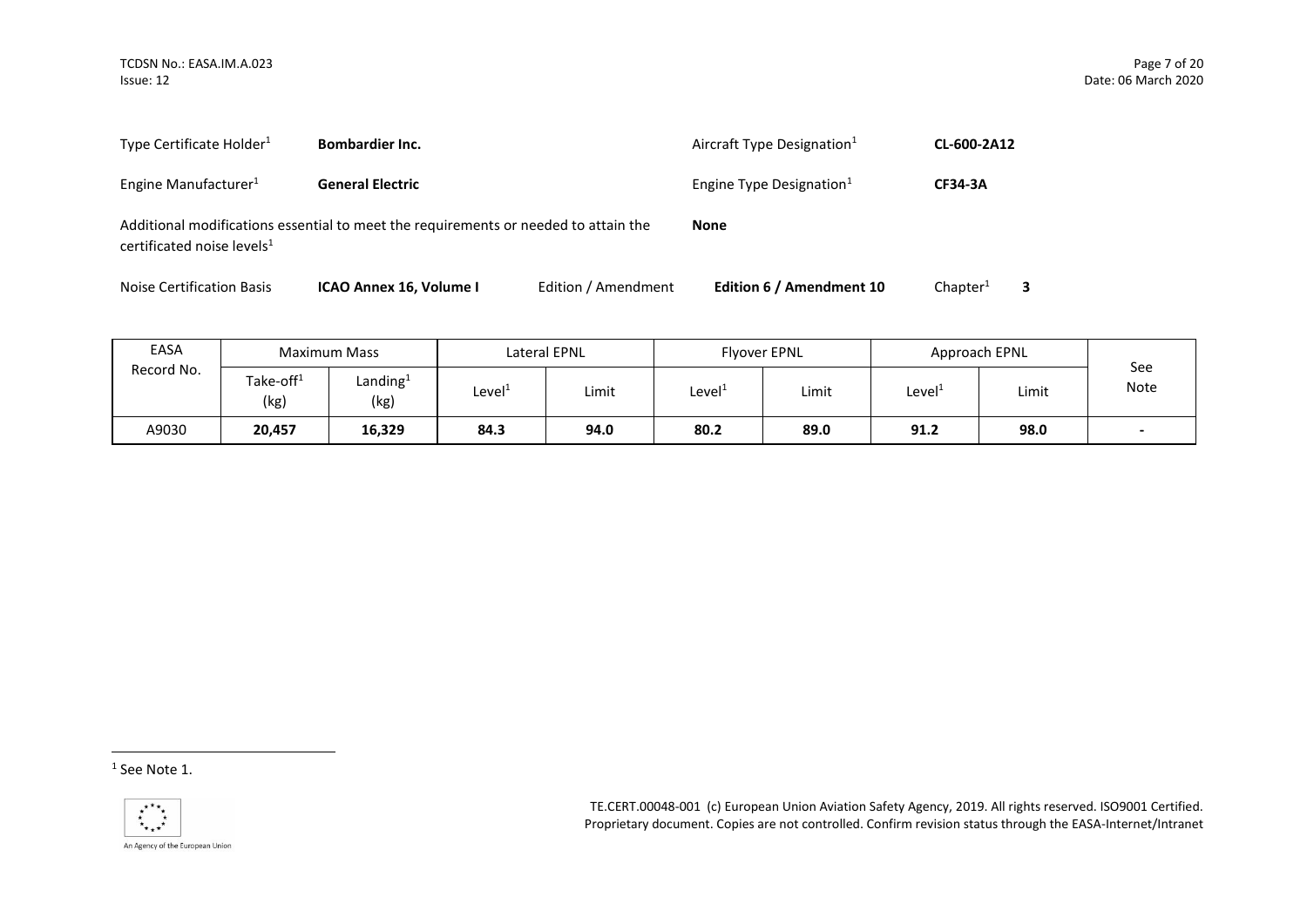| | | | |
|---|---|---|---|
| Type Certificate Holder[1] | **Bombardier Inc.** | Aircraft Type Designation[1] | **CL-600-2A12** |
| Engine Manufacturer[1] | **General Electric** | Engine Type Designation[1] | **CF34-3A** |

Additional modifications essential to meet the requirements or needed to attain the certificated noise levels[1] **None**

Noise Certification Basis **ICAO Annex 16, Volume I** Edition / Amendment **Edition 6 / Amendment 10** Chapter[1] **3**

| EASA Record No. | Maximum Mass | | Lateral EPNL | | Flyover EPNL | | Approach EPNL | | See Note |
|---|---|---|---|---|---|---|---|---|---|
| | Take-off[1] (kg) | Landing[1] (kg) | Level[1] | Limit | Level[1] | Limit | Level[1] | Limit | |
| A9030 | **20,457** | **16,329** | **84.3** | **94.0** | **80.2** | **89.0** | **91.2** | **98.0** | **-** |

[1] See Note 1.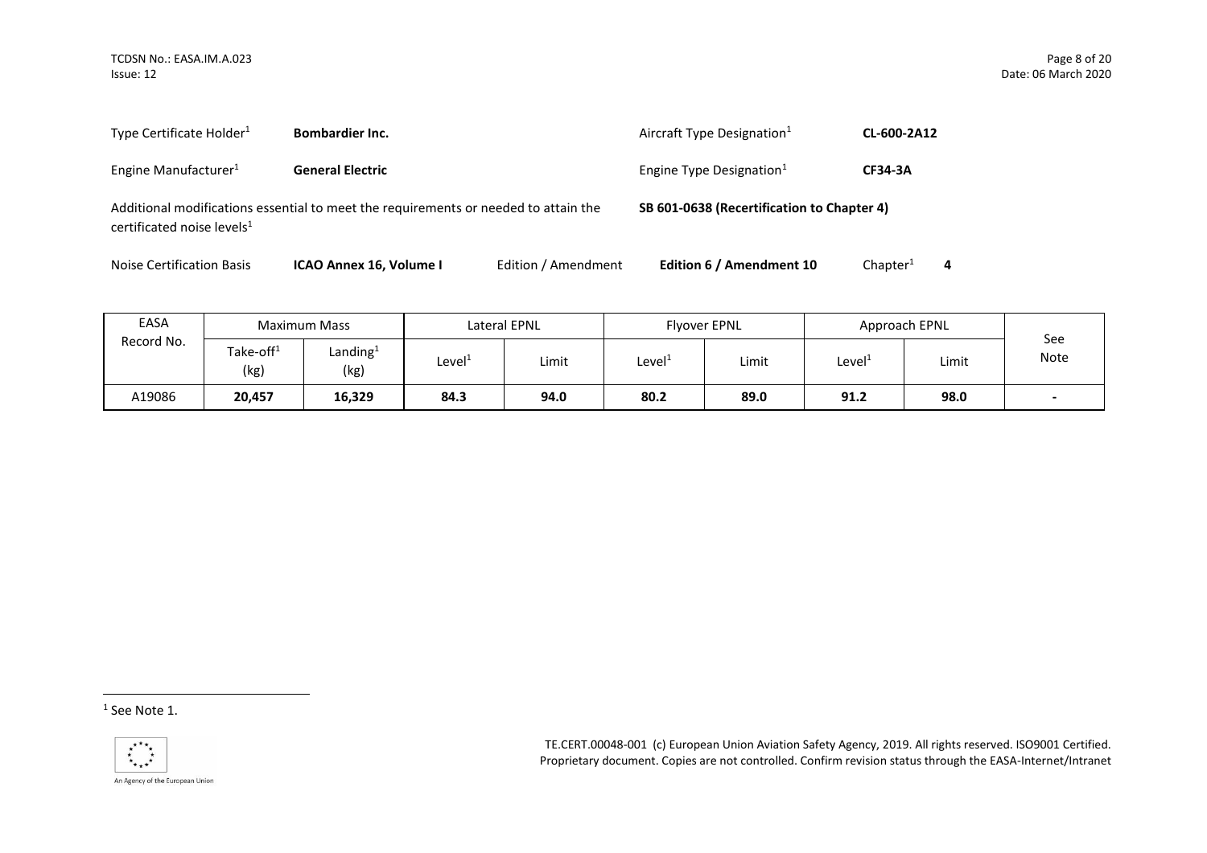Type Certificate Holder[1] **Bombardier Inc.**

Aircraft Type Designation[1] **CL-600-2A12**

Engine Manufacturer[1] **General Electric**

Engine Type Designation[1] **CF34-3A**

Additional modifications essential to meet the requirements or needed to attain the certificated noise levels[1] **SB 601-0638 (Recertification to Chapter 4)**

Noise Certification Basis **ICAO Annex 16, Volume I** Edition / Amendment **Edition 6 / Amendment 10** Chapter[1] **4**

| EASA Record No. | Maximum Mass | | Lateral EPNL | | Flyover EPNL | | Approach EPNL | | See Note |
|---|---|---|---|---|---|---|---|---|---|
| | Take-off[1] (kg) | Landing[1] (kg) | Level[1] | Limit | Level[1] | Limit | Level[1] | Limit | |
| A19086 | **20,457** | **16,329** | **84.3** | **94.0** | **80.2** | **89.0** | **91.2** | **98.0** | **-** |

[1] See Note 1.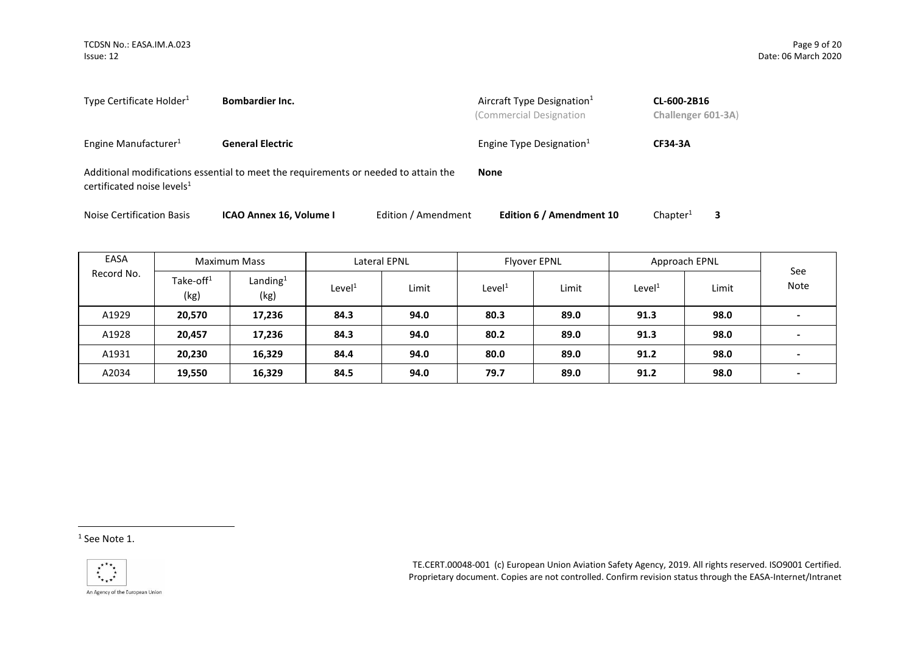Type Certificate Holder[1] **Bombardier Inc.**

Aircraft Type Designation[1] **CL-600-2B16**
(Commercial Designation **Challenger 601-3A**)

Engine Manufacturer[1] **General Electric**

Engine Type Designation[1] **CF34-3A**

Additional modifications essential to meet the requirements or needed to attain the certificated noise levels[1] **None**

Noise Certification Basis **ICAO Annex 16, Volume I** Edition / Amendment **Edition 6 / Amendment 10** Chapter[1] **3**

| EASA Record No. | Maximum Mass | | Lateral EPNL | | Flyover EPNL | | Approach EPNL | | See Note |
|---|---|---|---|---|---|---|---|---|---|
| | Take-off[1] (kg) | Landing[1] (kg) | Level[1] | Limit | Level[1] | Limit | Level[1] | Limit | |
| A1929 | **20,570** | **17,236** | **84.3** | **94.0** | **80.3** | **89.0** | **91.3** | **98.0** | **-** |
| A1928 | **20,457** | **17,236** | **84.3** | **94.0** | **80.2** | **89.0** | **91.3** | **98.0** | **-** |
| A1931 | **20,230** | **16,329** | **84.4** | **94.0** | **80.0** | **89.0** | **91.2** | **98.0** | **-** |
| A2034 | **19,550** | **16,329** | **84.5** | **94.0** | **79.7** | **89.0** | **91.2** | **98.0** | **-** |

[1] See Note 1.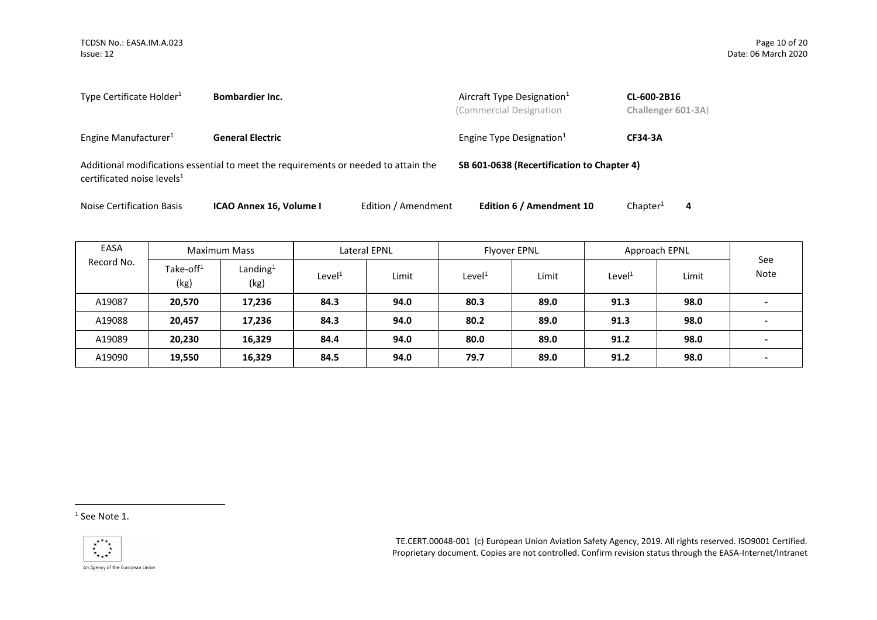| | | | |
|---|---|---|---|
| Type Certificate Holder[1] | **Bombardier Inc.** | Aircraft Type Designation[1] (Commercial Designation | **CL-600-2B16** **Challenger 601-3A**) |
| Engine Manufacturer[1] | **General Electric** | Engine Type Designation[1] | **CF34-3A** |

Additional modifications essential to meet the requirements or needed to attain the certificated noise levels[1] **SB 601-0638 (Recertification to Chapter 4)**

Noise Certification Basis **ICAO Annex 16, Volume I** Edition / Amendment **Edition 6 / Amendment 10** Chapter[1] **4**

| EASA Record No. | Maximum Mass | | Lateral EPNL | | Flyover EPNL | | Approach EPNL | | See Note |
|---|---|---|---|---|---|---|---|---|---|
| | Take-off[1] (kg) | Landing[1] (kg) | Level[1] | Limit | Level[1] | Limit | Level[1] | Limit | |
| A19087 | **20,570** | **17,236** | **84.3** | **94.0** | **80.3** | **89.0** | **91.3** | **98.0** | **-** |
| A19088 | **20,457** | **17,236** | **84.3** | **94.0** | **80.2** | **89.0** | **91.3** | **98.0** | **-** |
| A19089 | **20,230** | **16,329** | **84.4** | **94.0** | **80.0** | **89.0** | **91.2** | **98.0** | **-** |
| A19090 | **19,550** | **16,329** | **84.5** | **94.0** | **79.7** | **89.0** | **91.2** | **98.0** | **-** |

[1] See Note 1.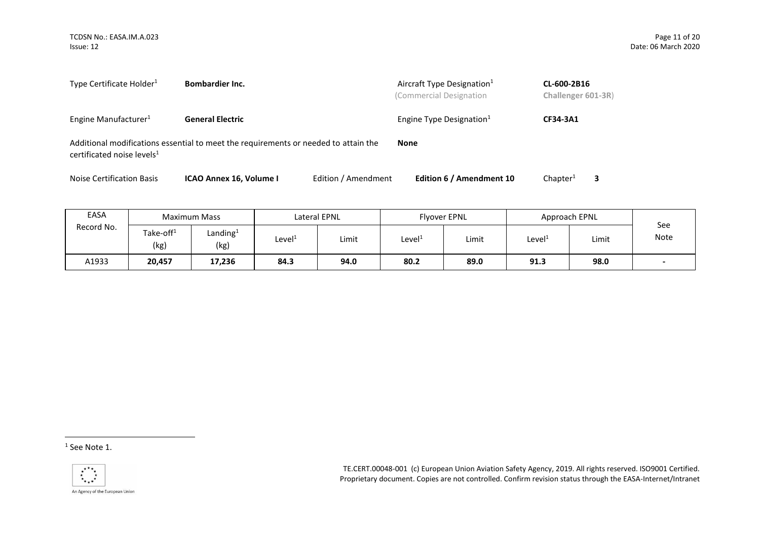Type Certificate Holder[1] **Bombardier Inc.**

Aircraft Type Designation[1] **CL-600-2B16**
(Commercial Designation **Challenger 601-3R**)

Engine Manufacturer[1] **General Electric**

Engine Type Designation[1] **CF34-3A1**

Additional modifications essential to meet the requirements or needed to attain the certificated noise levels[1] **None**

Noise Certification Basis **ICAO Annex 16, Volume I** Edition / Amendment **Edition 6 / Amendment 10** Chapter[1] **3**

| EASA Record No. | Maximum Mass | | Lateral EPNL | | Flyover EPNL | | Approach EPNL | | See Note |
|---|---|---|---|---|---|---|---|---|---|
| | Take-off[1] (kg) | Landing[1] (kg) | Level[1] | Limit | Level[1] | Limit | Level[1] | Limit | |
| A1933 | **20,457** | **17,236** | **84.3** | **94.0** | **80.2** | **89.0** | **91.3** | **98.0** | - |

[1] See Note 1.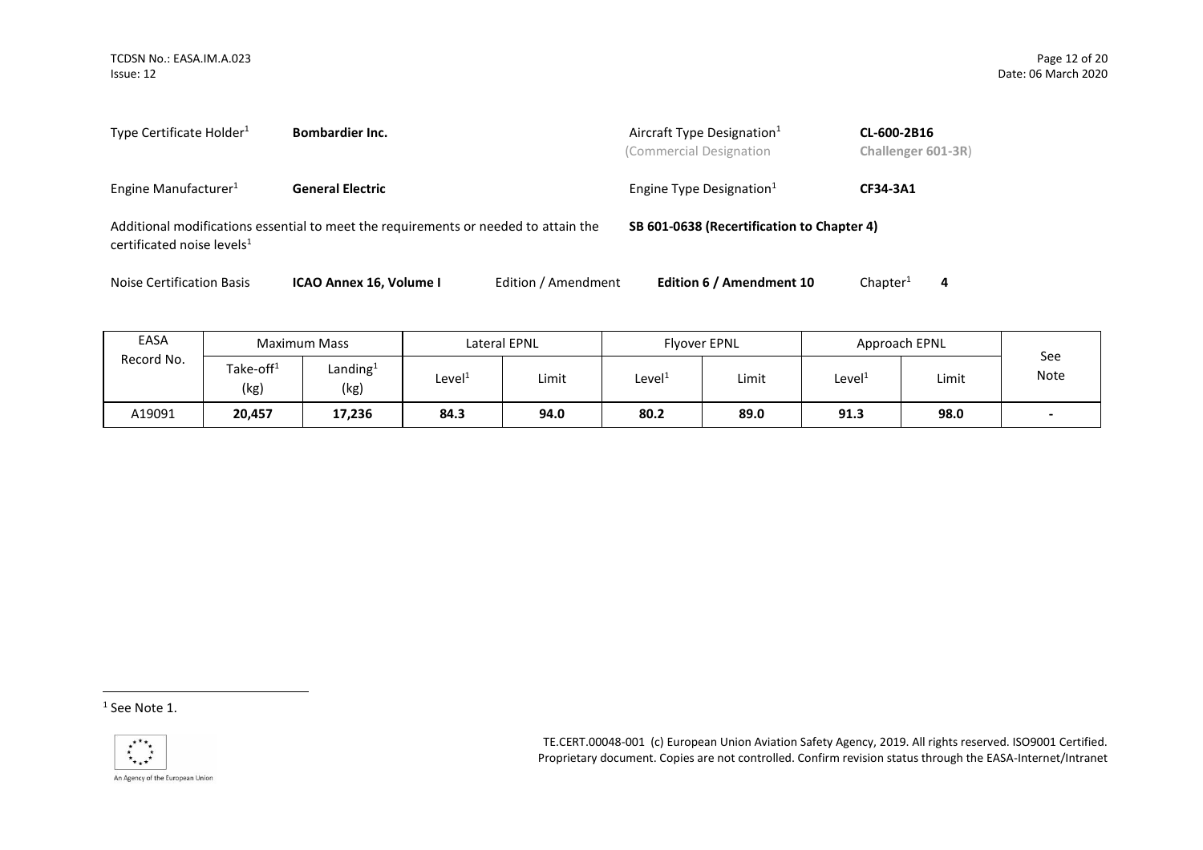Type Certificate Holder[1] **Bombardier Inc.**

Aircraft Type Designation[1] **CL-600-2B16**
(Commercial Designation **Challenger 601-3R**)

Engine Manufacturer[1] **General Electric**

Engine Type Designation[1] **CF34-3A1**

Additional modifications essential to meet the requirements or needed to attain the certificated noise levels[1] **SB 601-0638 (Recertification to Chapter 4)**

Noise Certification Basis **ICAO Annex 16, Volume I** Edition / Amendment **Edition 6 / Amendment 10** Chapter[1] **4**

| EASA Record No. | Maximum Mass | | Lateral EPNL | | Flyover EPNL | | Approach EPNL | | See Note |
|---|---|---|---|---|---|---|---|---|---|
| | Take-off[1] (kg) | Landing[1] (kg) | Level[1] | Limit | Level[1] | Limit | Level[1] | Limit | |
| A19091 | **20,457** | **17,236** | **84.3** | **94.0** | **80.2** | **89.0** | **91.3** | **98.0** | **-** |

[1] See Note 1.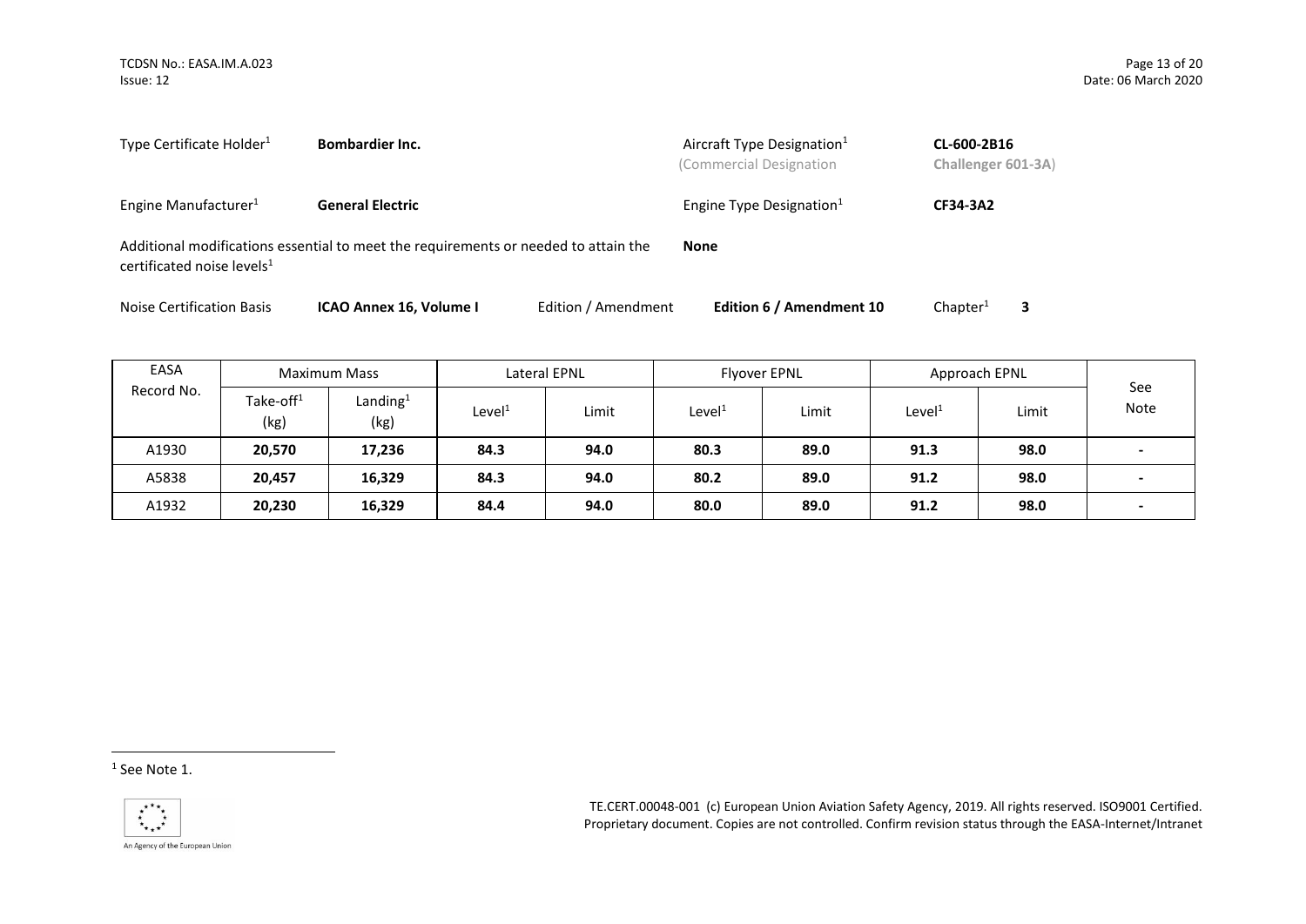Type Certificate Holder[1] **Bombardier Inc.**

Aircraft Type Designation[1] (Commercial Designation **CL-600-2B16** (**Challenger 601-3A**)

Engine Manufacturer[1] **General Electric**

Engine Type Designation[1] **CF34-3A2**

Additional modifications essential to meet the requirements or needed to attain the certificated noise levels[1] **None**

Noise Certification Basis **ICAO Annex 16, Volume I** Edition / Amendment **Edition 6 / Amendment 10** Chapter[1] **3**

| EASA Record No. | Maximum Mass | | Lateral EPNL | | Flyover EPNL | | Approach EPNL | | See Note |
|---|---|---|---|---|---|---|---|---|---|
| | Take-off[1] (kg) | Landing[1] (kg) | Level[1] | Limit | Level[1] | Limit | Level[1] | Limit | |
| A1930 | **20,570** | **17,236** | **84.3** | **94.0** | **80.3** | **89.0** | **91.3** | **98.0** | **-** |
| A5838 | **20,457** | **16,329** | **84.3** | **94.0** | **80.2** | **89.0** | **91.2** | **98.0** | **-** |
| A1932 | **20,230** | **16,329** | **84.4** | **94.0** | **80.0** | **89.0** | **91.2** | **98.0** | **-** |

[1] See Note 1.

TE.CERT.00048-001 (c) European Union Aviation Safety Agency, 2019. All rights reserved. ISO9001 Certified. Proprietary document. Copies are not controlled. Confirm revision status through the EASA-Internet/Intranet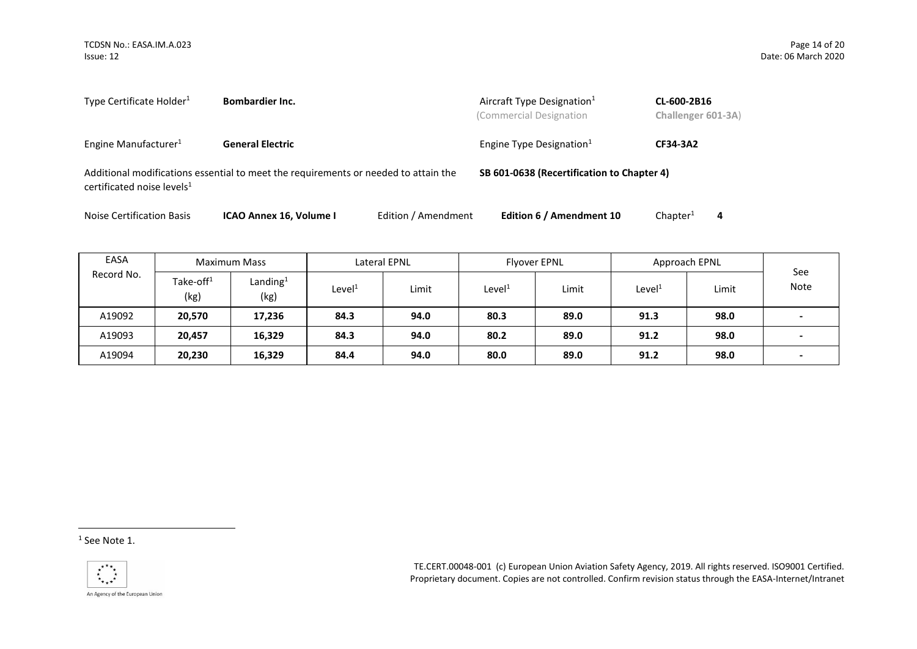Type Certificate Holder[1] **Bombardier Inc.**

Aircraft Type Designation[1] **CL-600-2B16**
(Commercial Designation **Challenger 601-3A**)

Engine Manufacturer[1] **General Electric**

Engine Type Designation[1] **CF34-3A2**

Additional modifications essential to meet the requirements or needed to attain the certificated noise levels[1] **SB 601-0638 (Recertification to Chapter 4)**

Noise Certification Basis **ICAO Annex 16, Volume I** Edition / Amendment **Edition 6 / Amendment 10** Chapter[1] **4**

| EASA Record No. | Maximum Mass | | Lateral EPNL | | Flyover EPNL | | Approach EPNL | | See Note |
|---|---|---|---|---|---|---|---|---|---|
| | Take-off[1] (kg) | Landing[1] (kg) | Level[1] | Limit | Level[1] | Limit | Level[1] | Limit | |
| A19092 | **20,570** | **17,236** | **84.3** | **94.0** | **80.3** | **89.0** | **91.3** | **98.0** | **-** |
| A19093 | **20,457** | **16,329** | **84.3** | **94.0** | **80.2** | **89.0** | **91.2** | **98.0** | **-** |
| A19094 | **20,230** | **16,329** | **84.4** | **94.0** | **80.0** | **89.0** | **91.2** | **98.0** | **-** |

[1] See Note 1.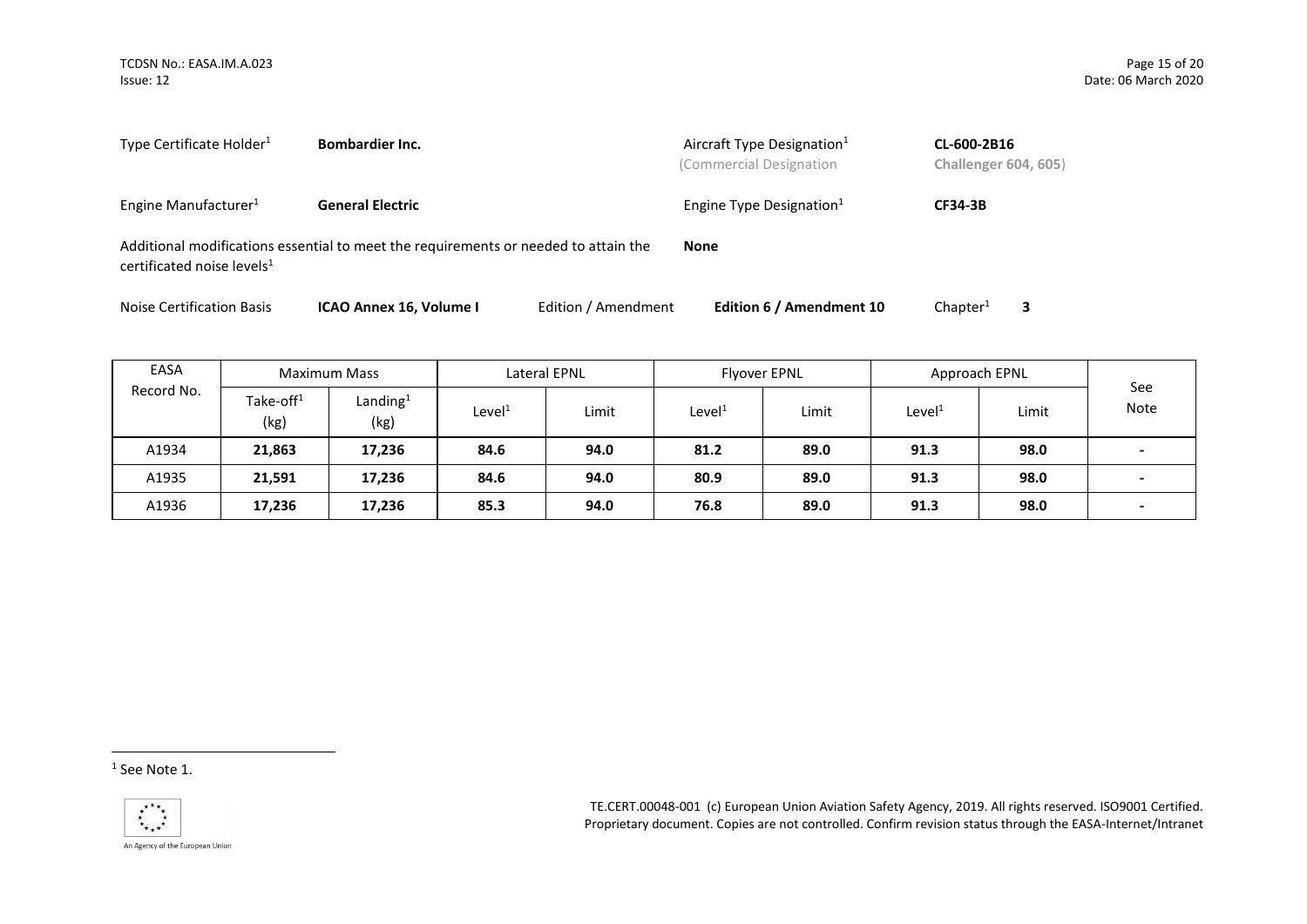Type Certificate Holder[1] **Bombardier Inc.**

Aircraft Type Designation[1] **CL-600-2B16**
(Commercial Designation **Challenger 604, 605**)

Engine Manufacturer[1] **General Electric**

Engine Type Designation[1] **CF34-3B**

Additional modifications essential to meet the requirements or needed to attain the certificated noise levels[1] **None**

Noise Certification Basis **ICAO Annex 16, Volume I** Edition / Amendment **Edition 6 / Amendment 10** Chapter[1] **3**

| EASA Record No. | Maximum Mass | | Lateral EPNL | | Flyover EPNL | | Approach EPNL | | See Note |
|---|---|---|---|---|---|---|---|---|---|
| | Take-off[1] (kg) | Landing[1] (kg) | Level[1] | Limit | Level[1] | Limit | Level[1] | Limit | |
| A1934 | **21,863** | **17,236** | **84.6** | **94.0** | **81.2** | **89.0** | **91.3** | **98.0** | **-** |
| A1935 | **21,591** | **17,236** | **84.6** | **94.0** | **80.9** | **89.0** | **91.3** | **98.0** | **-** |
| A1936 | **17,236** | **17,236** | **85.3** | **94.0** | **76.8** | **89.0** | **91.3** | **98.0** | **-** |

[1] See Note 1.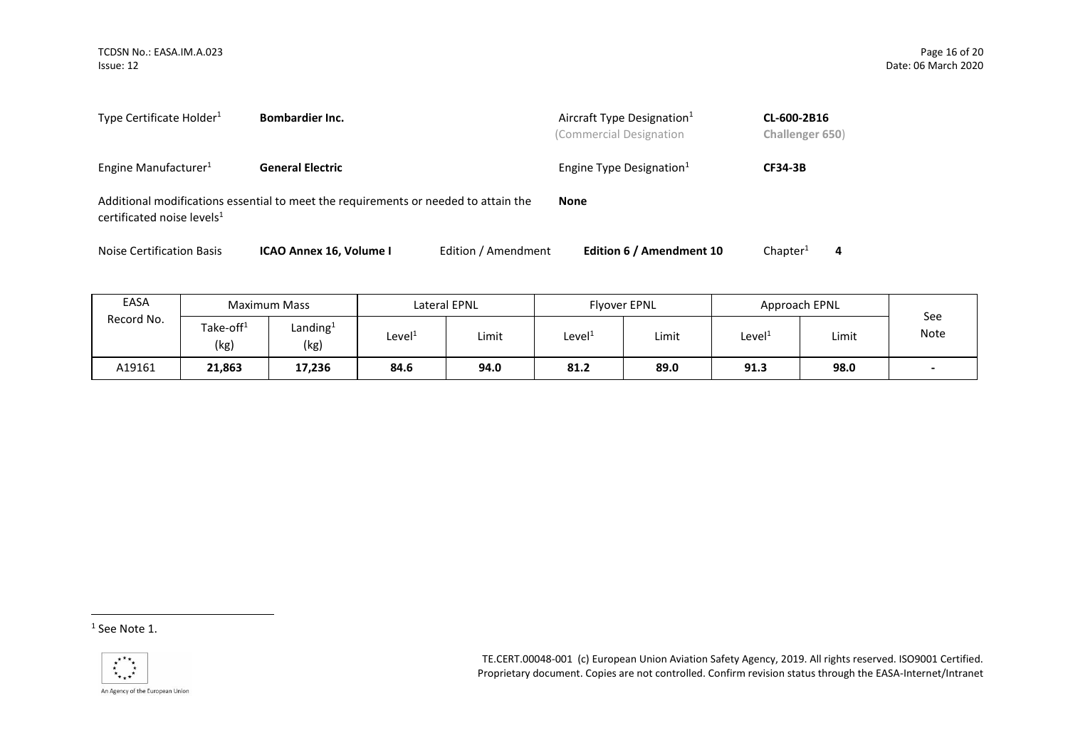| | | | |
|---|---|---|---|
| Type Certificate Holder[1] | **Bombardier Inc.** | Aircraft Type Designation[1] (Commercial Designation | **CL-600-2B16** **Challenger 650**) |
| Engine Manufacturer[1] | **General Electric** | Engine Type Designation[1] | **CF34-3B** |

Additional modifications essential to meet the requirements or needed to attain the certificated noise levels[1] **None**

Noise Certification Basis **ICAO Annex 16, Volume I** Edition / Amendment **Edition 6 / Amendment 10** Chapter[1] **4**

| EASA Record No. | Maximum Mass | | Lateral EPNL | | Flyover EPNL | | Approach EPNL | | See Note |
|---|---|---|---|---|---|---|---|---|---|
| | Take-off[1] (kg) | Landing[1] (kg) | Level[1] | Limit | Level[1] | Limit | Level[1] | Limit | |
| A19161 | **21,863** | **17,236** | **84.6** | **94.0** | **81.2** | **89.0** | **91.3** | **98.0** | **-** |

[1] See Note 1.

TE.CERT.00048-001 (c) European Union Aviation Safety Agency, 2019. All rights reserved. ISO9001 Certified. Proprietary document. Copies are not controlled. Confirm revision status through the EASA-Internet/Intranet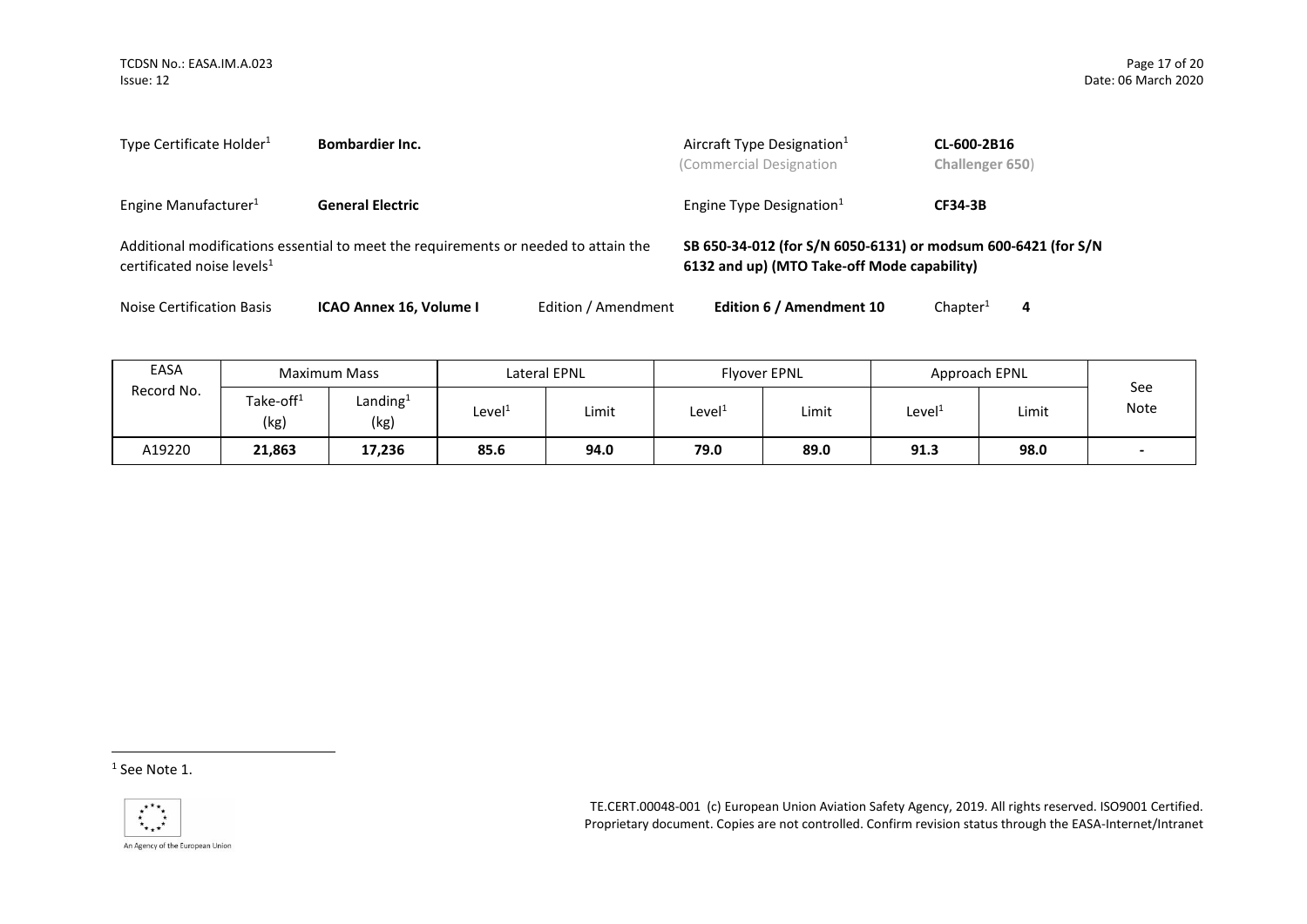| | | | |
|---|---|---|---|
| Type Certificate Holder[1] | **Bombardier Inc.** | Aircraft Type Designation[1] (Commercial Designation | **CL-600-2B16** **Challenger 650**) |
| Engine Manufacturer[1] | **General Electric** | Engine Type Designation[1] | **CF34-3B** |

Additional modifications essential to meet the requirements or needed to attain the certificated noise levels[1] **SB 650-34-012 (for S/N 6050-6131) or modsum 600-6421 (for S/N 6132 and up) (MTO Take-off Mode capability)**

Noise Certification Basis **ICAO Annex 16, Volume I** Edition / Amendment **Edition 6 / Amendment 10** Chapter[1] **4**

| EASA Record No. | Maximum Mass | | Lateral EPNL | | Flyover EPNL | | Approach EPNL | | See Note |
|---|---|---|---|---|---|---|---|---|---|
| | Take-off[1] (kg) | Landing[1] (kg) | Level[1] | Limit | Level[1] | Limit | Level[1] | Limit | |
| A19220 | **21,863** | **17,236** | **85.6** | **94.0** | **79.0** | **89.0** | **91.3** | **98.0** | **-** |

[1] See Note 1.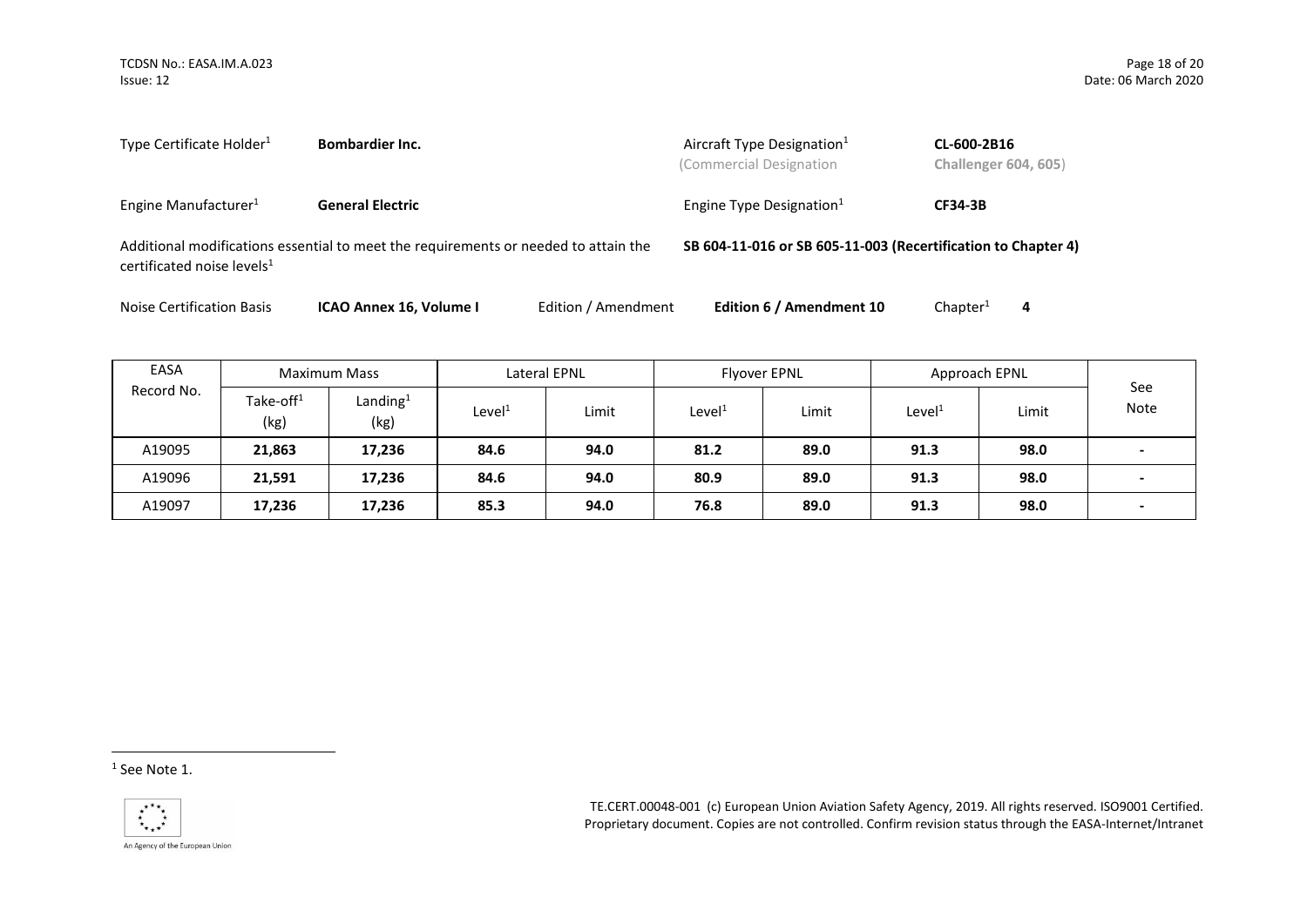| | | | |
|---|---|---|---|
| Type Certificate Holder[1] | **Bombardier Inc.** | Aircraft Type Designation[1] (Commercial Designation | **CL-600-2B16** **Challenger 604, 605**) |
| Engine Manufacturer[1] | **General Electric** | Engine Type Designation[1] | **CF34-3B** |

Additional modifications essential to meet the requirements or needed to attain the certificated noise levels[1] — **SB 604-11-016 or SB 605-11-003 (Recertification to Chapter 4)**

Noise Certification Basis **ICAO Annex 16, Volume I** Edition / Amendment **Edition 6 / Amendment 10** Chapter[1] **4**

| EASA Record No. | Maximum Mass | | Lateral EPNL | | Flyover EPNL | | Approach EPNL | | See Note |
|---|---|---|---|---|---|---|---|---|---|
| | Take-off[1] (kg) | Landing[1] (kg) | Level[1] | Limit | Level[1] | Limit | Level[1] | Limit | |
| A19095 | **21,863** | **17,236** | **84.6** | **94.0** | **81.2** | **89.0** | **91.3** | **98.0** | **-** |
| A19096 | **21,591** | **17,236** | **84.6** | **94.0** | **80.9** | **89.0** | **91.3** | **98.0** | **-** |
| A19097 | **17,236** | **17,236** | **85.3** | **94.0** | **76.8** | **89.0** | **91.3** | **98.0** | **-** |

[1] See Note 1.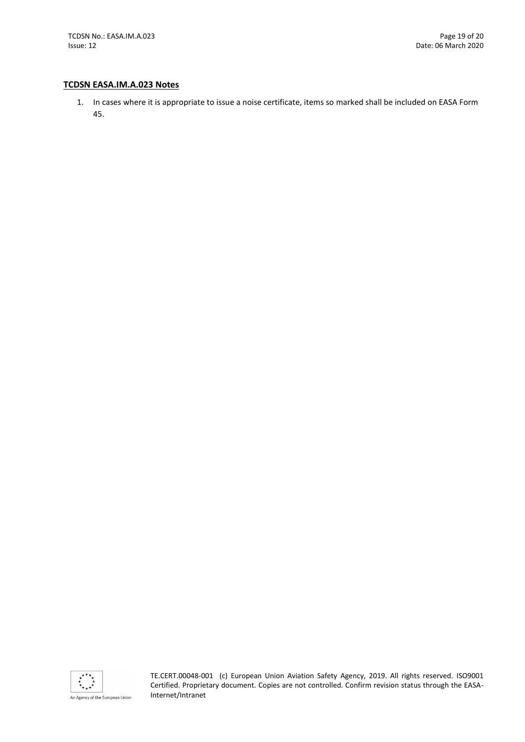## TCDSN EASA.IM.A.023 Notes

1. In cases where it is appropriate to issue a noise certificate, items so marked shall be included on EASA Form 45.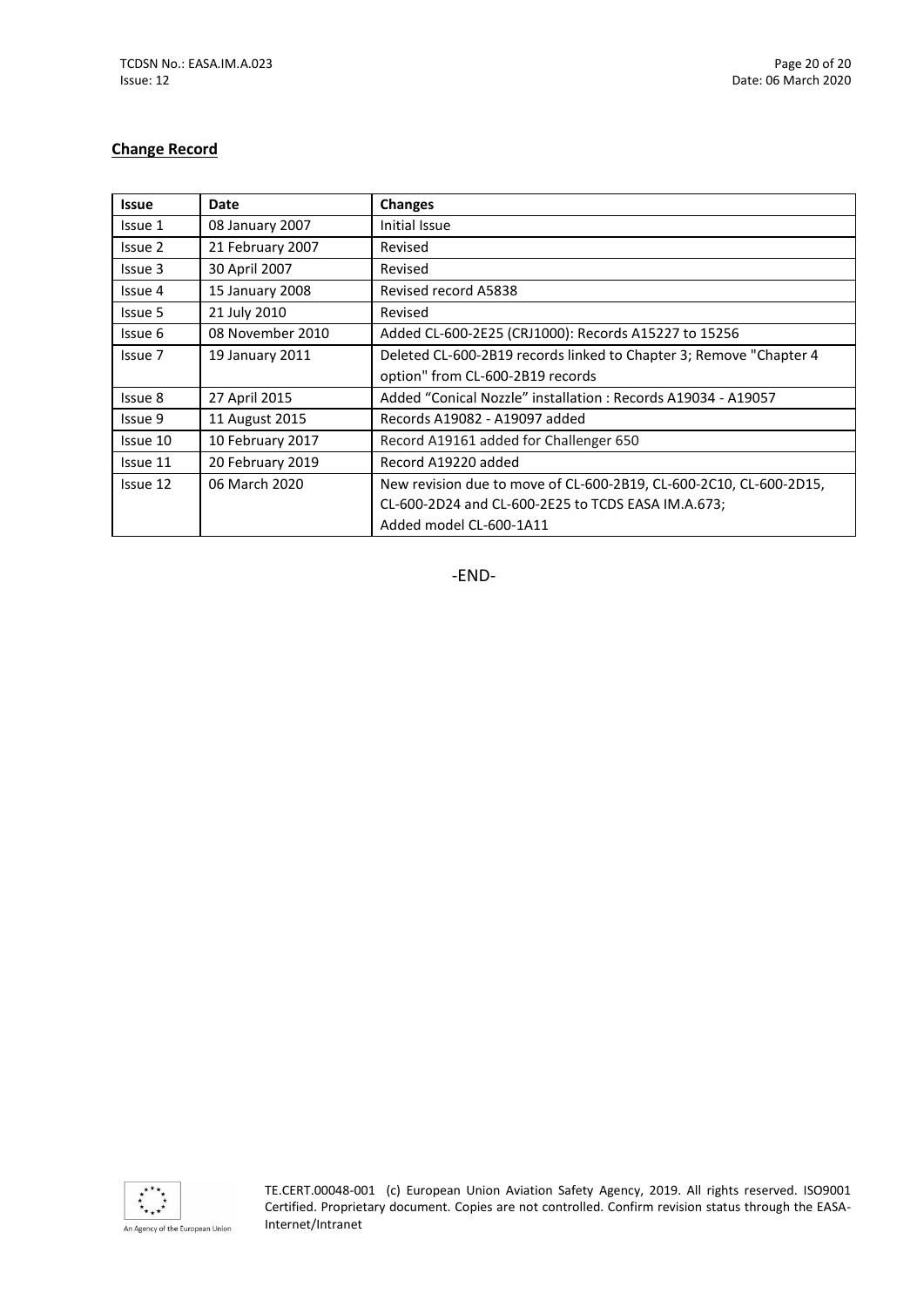**Change Record**

| Issue | Date | Changes |
|---|---|---|
| Issue 1 | 08 January 2007 | Initial Issue |
| Issue 2 | 21 February 2007 | Revised |
| Issue 3 | 30 April 2007 | Revised |
| Issue 4 | 15 January 2008 | Revised record A5838 |
| Issue 5 | 21 July 2010 | Revised |
| Issue 6 | 08 November 2010 | Added CL-600-2E25 (CRJ1000): Records A15227 to 15256 |
| Issue 7 | 19 January 2011 | Deleted CL-600-2B19 records linked to Chapter 3; Remove "Chapter 4 option" from CL-600-2B19 records |
| Issue 8 | 27 April 2015 | Added "Conical Nozzle" installation : Records A19034 - A19057 |
| Issue 9 | 11 August 2015 | Records A19082 - A19097 added |
| Issue 10 | 10 February 2017 | Record A19161 added for Challenger 650 |
| Issue 11 | 20 February 2019 | Record A19220 added |
| Issue 12 | 06 March 2020 | New revision due to move of CL-600-2B19, CL-600-2C10, CL-600-2D15, CL-600-2D24 and CL-600-2E25 to TCDS EASA IM.A.673; Added model CL-600-1A11 |

-END-